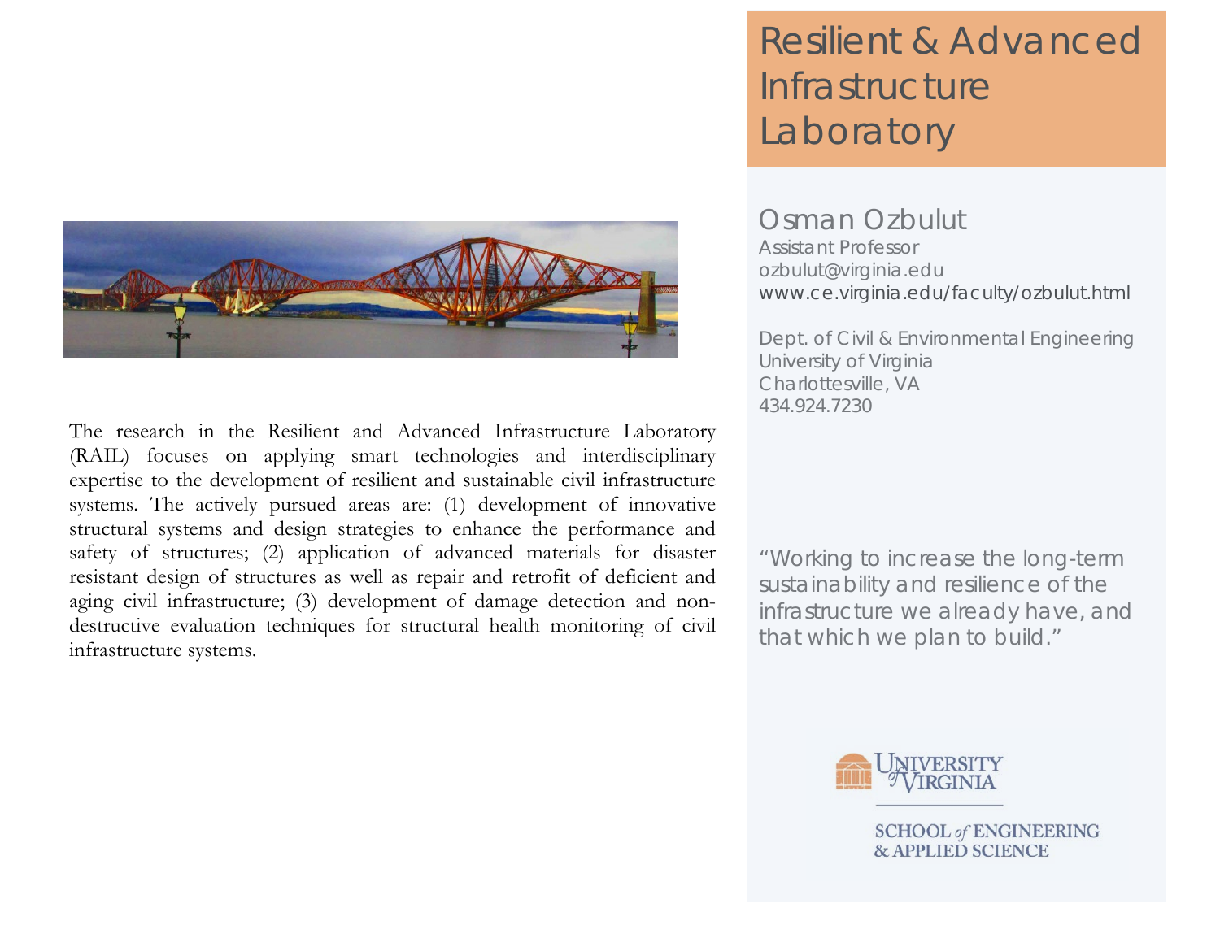# Resilient & Advanced Infrastructure Laboratory

## Osman Ozbulut

Assistant Professor
ozbulut@virginia.edu
www.ce.virginia.edu/faculty/ozbulut.html

Dept. of Civil & Environmental Engineering
University of Virginia
Charlottesville, VA
434.924.7230

The research in the Resilient and Advanced Infrastructure Laboratory (RAIL) focuses on applying smart technologies and interdisciplinary expertise to the development of resilient and sustainable civil infrastructure systems. The actively pursued areas are: (1) development of innovative structural systems and design strategies to enhance the performance and safety of structures; (2) application of advanced materials for disaster resistant design of structures as well as repair and retrofit of deficient and aging civil infrastructure; (3) development of damage detection and non-destructive evaluation techniques for structural health monitoring of civil infrastructure systems.

"Working to increase the long-term sustainability and resilience of the infrastructure we already have, and that which we plan to build."

University of Virginia
School of Engineering & Applied Science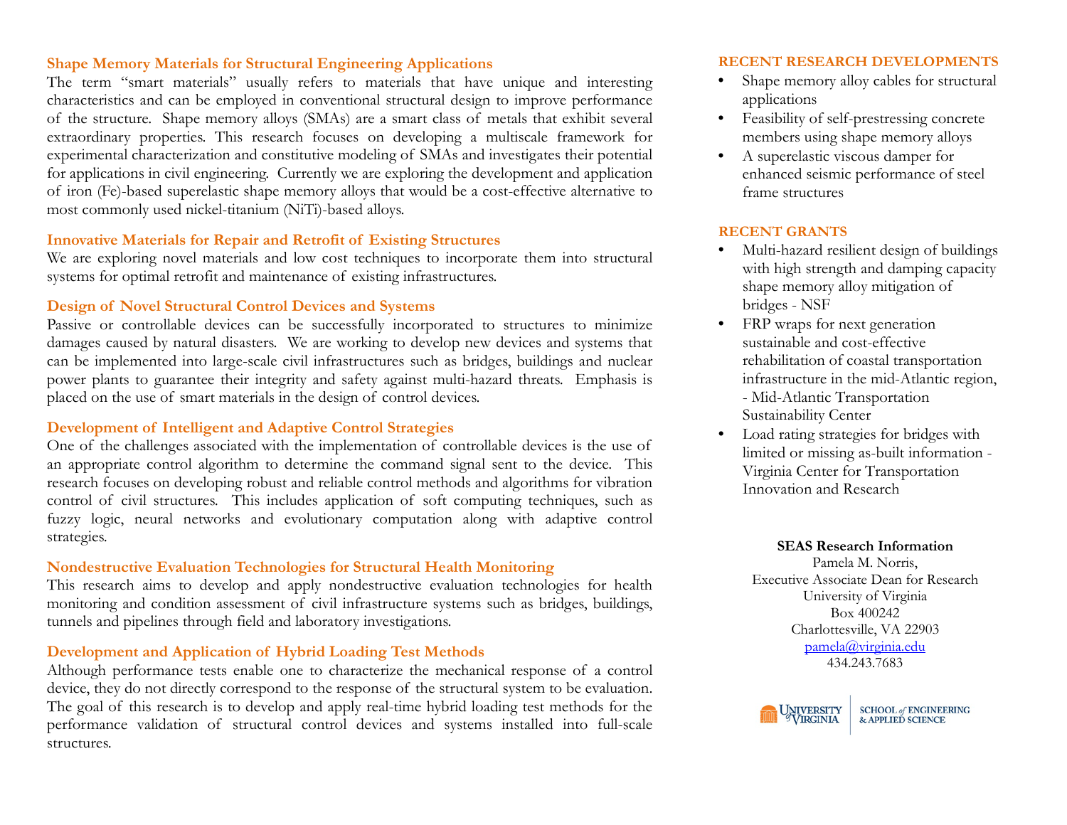## Shape Memory Materials for Structural Engineering Applications

The term "smart materials" usually refers to materials that have unique and interesting characteristics and can be employed in conventional structural design to improve performance of the structure. Shape memory alloys (SMAs) are a smart class of metals that exhibit several extraordinary properties. This research focuses on developing a multiscale framework for experimental characterization and constitutive modeling of SMAs and investigates their potential for applications in civil engineering. Currently we are exploring the development and application of iron (Fe)-based superelastic shape memory alloys that would be a cost-effective alternative to most commonly used nickel-titanium (NiTi)-based alloys.

## Innovative Materials for Repair and Retrofit of Existing Structures

We are exploring novel materials and low cost techniques to incorporate them into structural systems for optimal retrofit and maintenance of existing infrastructures.

## Design of Novel Structural Control Devices and Systems

Passive or controllable devices can be successfully incorporated to structures to minimize damages caused by natural disasters. We are working to develop new devices and systems that can be implemented into large-scale civil infrastructures such as bridges, buildings and nuclear power plants to guarantee their integrity and safety against multi-hazard threats. Emphasis is placed on the use of smart materials in the design of control devices.

## Development of Intelligent and Adaptive Control Strategies

One of the challenges associated with the implementation of controllable devices is the use of an appropriate control algorithm to determine the command signal sent to the device. This research focuses on developing robust and reliable control methods and algorithms for vibration control of civil structures. This includes application of soft computing techniques, such as fuzzy logic, neural networks and evolutionary computation along with adaptive control strategies.

## Nondestructive Evaluation Technologies for Structural Health Monitoring

This research aims to develop and apply nondestructive evaluation technologies for health monitoring and condition assessment of civil infrastructure systems such as bridges, buildings, tunnels and pipelines through field and laboratory investigations.

## Development and Application of Hybrid Loading Test Methods

Although performance tests enable one to characterize the mechanical response of a control device, they do not directly correspond to the response of the structural system to be evaluation. The goal of this research is to develop and apply real-time hybrid loading test methods for the performance validation of structural control devices and systems installed into full-scale structures.

## RECENT RESEARCH DEVELOPMENTS

- Shape memory alloy cables for structural applications
- Feasibility of self-prestressing concrete members using shape memory alloys
- A superelastic viscous damper for enhanced seismic performance of steel frame structures

## RECENT GRANTS

- Multi-hazard resilient design of buildings with high strength and damping capacity shape memory alloy mitigation of bridges - NSF
- FRP wraps for next generation sustainable and cost-effective rehabilitation of coastal transportation infrastructure in the mid-Atlantic region, - Mid-Atlantic Transportation Sustainability Center
- Load rating strategies for bridges with limited or missing as-built information - Virginia Center for Transportation Innovation and Research

**SEAS Research Information**
Pamela M. Norris,
Executive Associate Dean for Research
University of Virginia
Box 400242
Charlottesville, VA 22903
pamela@virginia.edu
434.243.7683

University of Virginia | School of Engineering & Applied Science